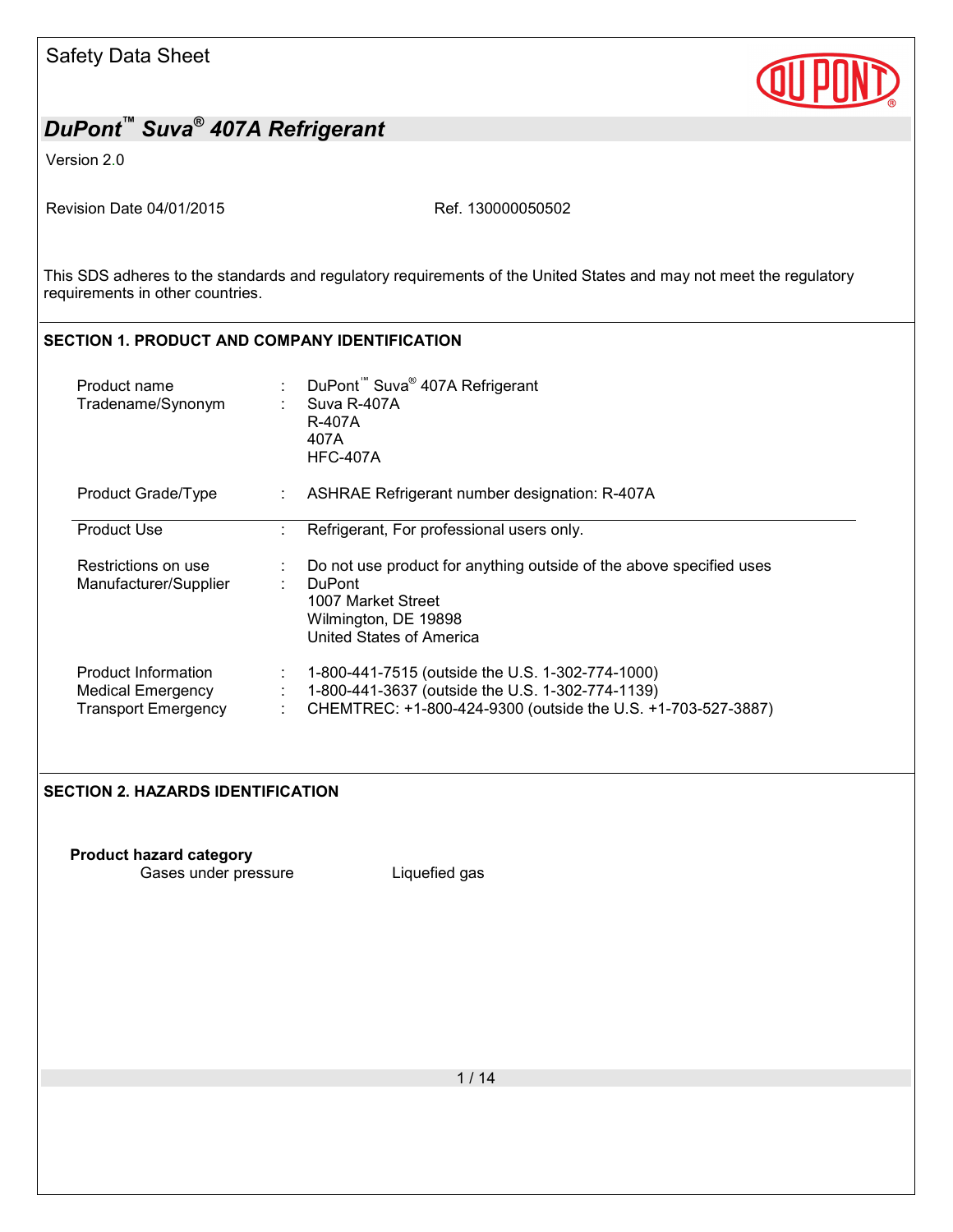Safety Data Sheet

# DuPont™ Suva® 407A Refrigerant

Version 2.0

Revision Date 04/01/2015 Ref. 130000050502

This SDS adheres to the standards and regulatory requirements of the United States and may not meet the regulatory requirements in other countries.

## SECTION 1. PRODUCT AND COMPANY IDENTIFICATION

| | | |
|---|---|---|
| Product name | : | DuPont™ Suva® 407A Refrigerant |
| Tradename/Synonym | : | Suva R-407A<br>R-407A<br>407A<br>HFC-407A |
| Product Grade/Type | : | ASHRAE Refrigerant number designation: R-407A |
| Product Use | : | Refrigerant, For professional users only. |
| Restrictions on use | : | Do not use product for anything outside of the above specified uses |
| Manufacturer/Supplier | : | DuPont<br>1007 Market Street<br>Wilmington, DE 19898<br>United States of America |
| Product Information | : | 1-800-441-7515 (outside the U.S. 1-302-774-1000) |
| Medical Emergency | : | 1-800-441-3637 (outside the U.S. 1-302-774-1139) |
| Transport Emergency | : | CHEMTREC: +1-800-424-9300 (outside the U.S. +1-703-527-3887) |

## SECTION 2. HAZARDS IDENTIFICATION

**Product hazard category**

| | |
|---|---|
| Gases under pressure | Liquefied gas |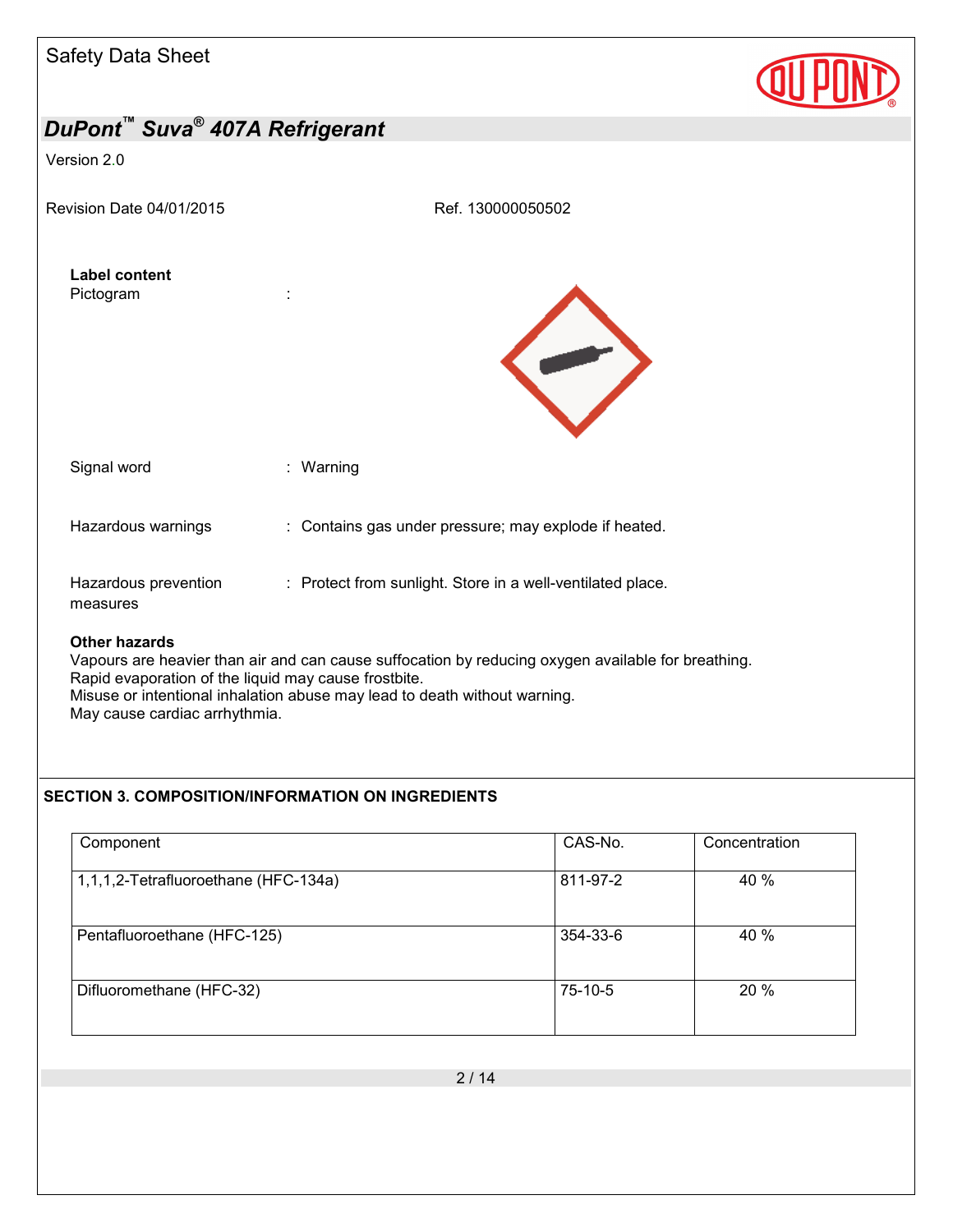**Label content**

Pictogram :

Signal word : Warning

Hazardous warnings : Contains gas under pressure; may explode if heated.

Hazardous prevention measures : Protect from sunlight. Store in a well-ventilated place.

**Other hazards**

Vapours are heavier than air and can cause suffocation by reducing oxygen available for breathing.
Rapid evaporation of the liquid may cause frostbite.
Misuse or intentional inhalation abuse may lead to death without warning.
May cause cardiac arrhythmia.

## SECTION 3. COMPOSITION/INFORMATION ON INGREDIENTS

| Component | CAS-No. | Concentration |
|---|---|---|
| 1,1,1,2-Tetrafluoroethane (HFC-134a) | 811-97-2 | 40 % |
| Pentafluoroethane (HFC-125) | 354-33-6 | 40 % |
| Difluoromethane (HFC-32) | 75-10-5 | 20 % |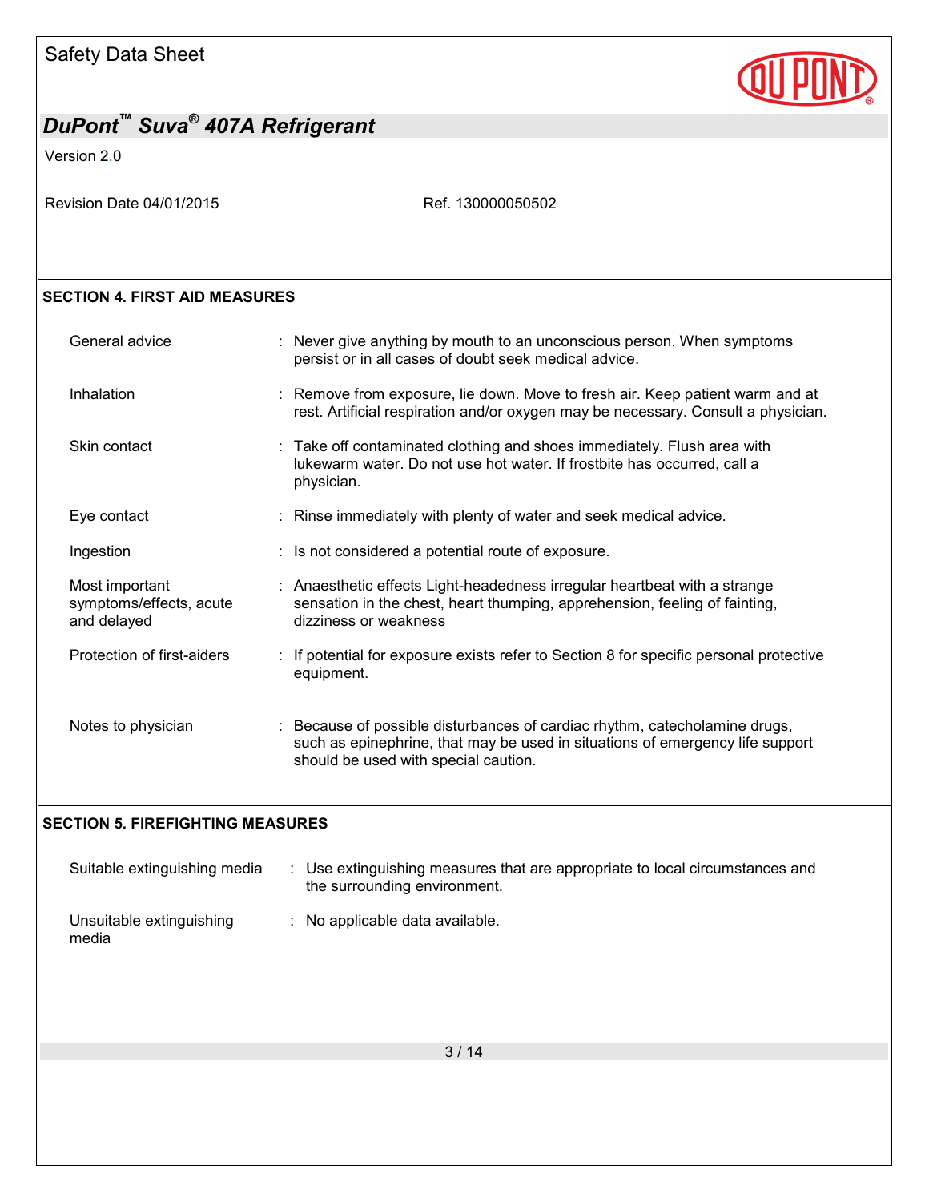## SECTION 4. FIRST AID MEASURES

| | |
|---|---|
| General advice | Never give anything by mouth to an unconscious person. When symptoms persist or in all cases of doubt seek medical advice. |
| Inhalation | Remove from exposure, lie down. Move to fresh air. Keep patient warm and at rest. Artificial respiration and/or oxygen may be necessary. Consult a physician. |
| Skin contact | Take off contaminated clothing and shoes immediately. Flush area with lukewarm water. Do not use hot water. If frostbite has occurred, call a physician. |
| Eye contact | Rinse immediately with plenty of water and seek medical advice. |
| Ingestion | Is not considered a potential route of exposure. |
| Most important symptoms/effects, acute and delayed | Anaesthetic effects Light-headedness irregular heartbeat with a strange sensation in the chest, heart thumping, apprehension, feeling of fainting, dizziness or weakness |
| Protection of first-aiders | If potential for exposure exists refer to Section 8 for specific personal protective equipment. |
| Notes to physician | Because of possible disturbances of cardiac rhythm, catecholamine drugs, such as epinephrine, that may be used in situations of emergency life support should be used with special caution. |

## SECTION 5. FIREFIGHTING MEASURES

| | |
|---|---|
| Suitable extinguishing media | Use extinguishing measures that are appropriate to local circumstances and the surrounding environment. |
| Unsuitable extinguishing media | No applicable data available. |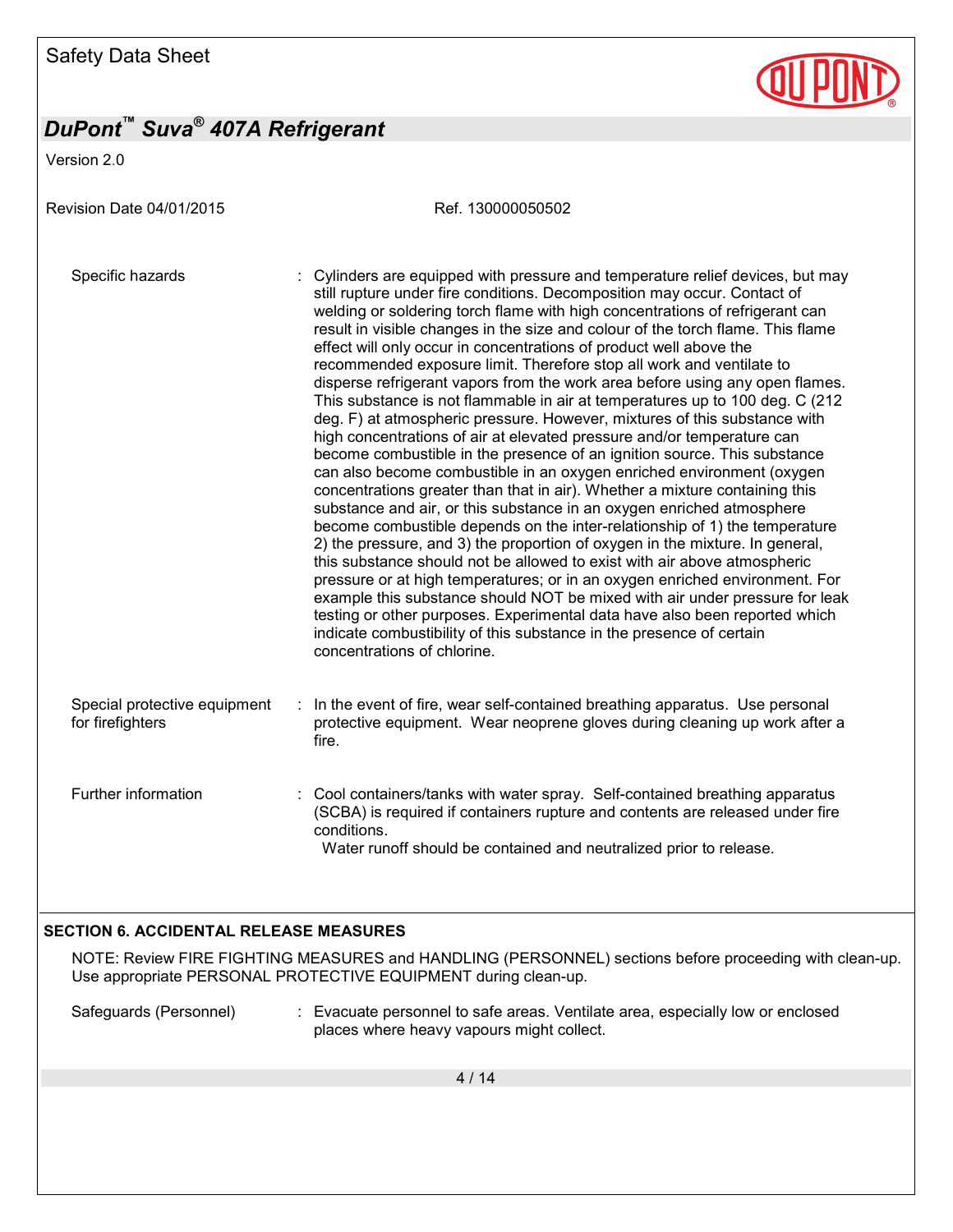Specific hazards : Cylinders are equipped with pressure and temperature relief devices, but may still rupture under fire conditions. Decomposition may occur. Contact of welding or soldering torch flame with high concentrations of refrigerant can result in visible changes in the size and colour of the torch flame. This flame effect will only occur in concentrations of product well above the recommended exposure limit. Therefore stop all work and ventilate to disperse refrigerant vapors from the work area before using any open flames. This substance is not flammable in air at temperatures up to 100 deg. C (212 deg. F) at atmospheric pressure. However, mixtures of this substance with high concentrations of air at elevated pressure and/or temperature can become combustible in the presence of an ignition source. This substance can also become combustible in an oxygen enriched environment (oxygen concentrations greater than that in air). Whether a mixture containing this substance and air, or this substance in an oxygen enriched atmosphere become combustible depends on the inter-relationship of 1) the temperature 2) the pressure, and 3) the proportion of oxygen in the mixture. In general, this substance should not be allowed to exist with air above atmospheric pressure or at high temperatures; or in an oxygen enriched environment. For example this substance should NOT be mixed with air under pressure for leak testing or other purposes. Experimental data have also been reported which indicate combustibility of this substance in the presence of certain concentrations of chlorine.

Special protective equipment for firefighters : In the event of fire, wear self-contained breathing apparatus. Use personal protective equipment. Wear neoprene gloves during cleaning up work after a fire.

Further information : Cool containers/tanks with water spray. Self-contained breathing apparatus (SCBA) is required if containers rupture and contents are released under fire conditions.
Water runoff should be contained and neutralized prior to release.

## SECTION 6. ACCIDENTAL RELEASE MEASURES

NOTE: Review FIRE FIGHTING MEASURES and HANDLING (PERSONNEL) sections before proceeding with clean-up. Use appropriate PERSONAL PROTECTIVE EQUIPMENT during clean-up.

Safeguards (Personnel) : Evacuate personnel to safe areas. Ventilate area, especially low or enclosed places where heavy vapours might collect.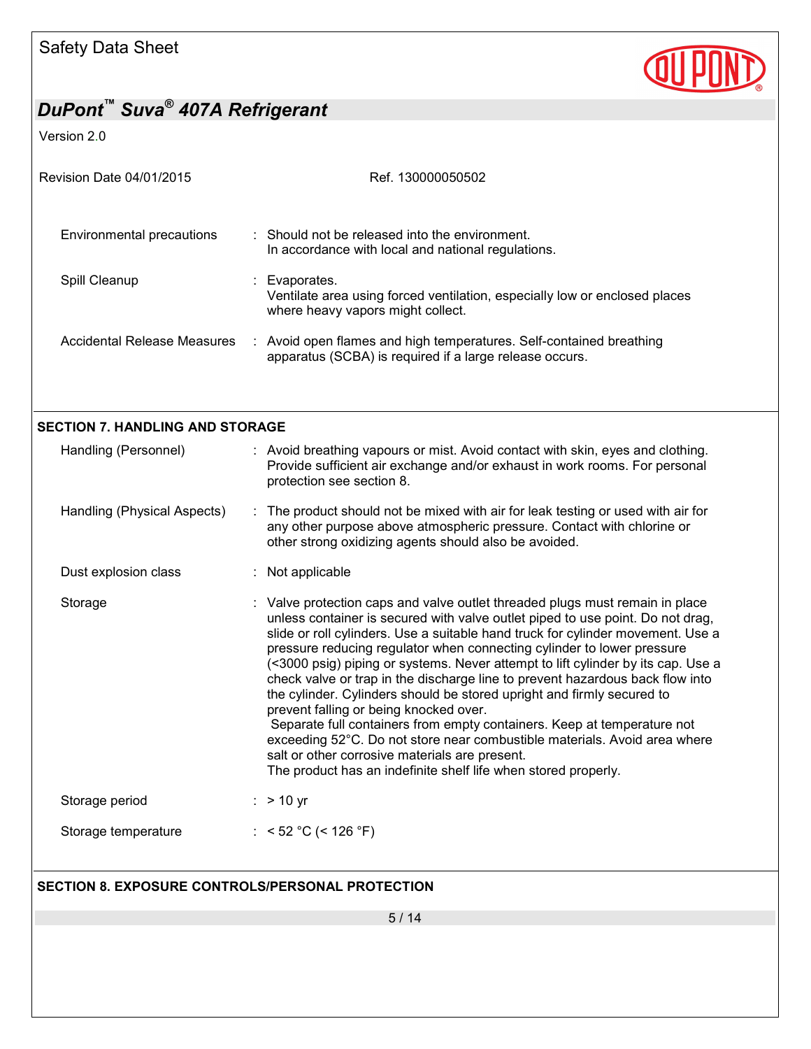| | | |
|---|---|---|
| Environmental precautions | : | Should not be released into the environment. In accordance with local and national regulations. |
| Spill Cleanup | : | Evaporates. Ventilate area using forced ventilation, especially low or enclosed places where heavy vapors might collect. |
| Accidental Release Measures | : | Avoid open flames and high temperatures. Self-contained breathing apparatus (SCBA) is required if a large release occurs. |

## SECTION 7. HANDLING AND STORAGE

| | | |
|---|---|---|
| Handling (Personnel) | : | Avoid breathing vapours or mist. Avoid contact with skin, eyes and clothing. Provide sufficient air exchange and/or exhaust in work rooms. For personal protection see section 8. |
| Handling (Physical Aspects) | : | The product should not be mixed with air for leak testing or used with air for any other purpose above atmospheric pressure. Contact with chlorine or other strong oxidizing agents should also be avoided. |
| Dust explosion class | : | Not applicable |
| Storage | : | Valve protection caps and valve outlet threaded plugs must remain in place unless container is secured with valve outlet piped to use point. Do not drag, slide or roll cylinders. Use a suitable hand truck for cylinder movement. Use a pressure reducing regulator when connecting cylinder to lower pressure (<3000 psig) piping or systems. Never attempt to lift cylinder by its cap. Use a check valve or trap in the discharge line to prevent hazardous back flow into the cylinder. Cylinders should be stored upright and firmly secured to prevent falling or being knocked over. Separate full containers from empty containers. Keep at temperature not exceeding 52°C. Do not store near combustible materials. Avoid area where salt or other corrosive materials are present. The product has an indefinite shelf life when stored properly. |
| Storage period | : | > 10 yr |
| Storage temperature | : | < 52 °C (< 126 °F) |

## SECTION 8. EXPOSURE CONTROLS/PERSONAL PROTECTION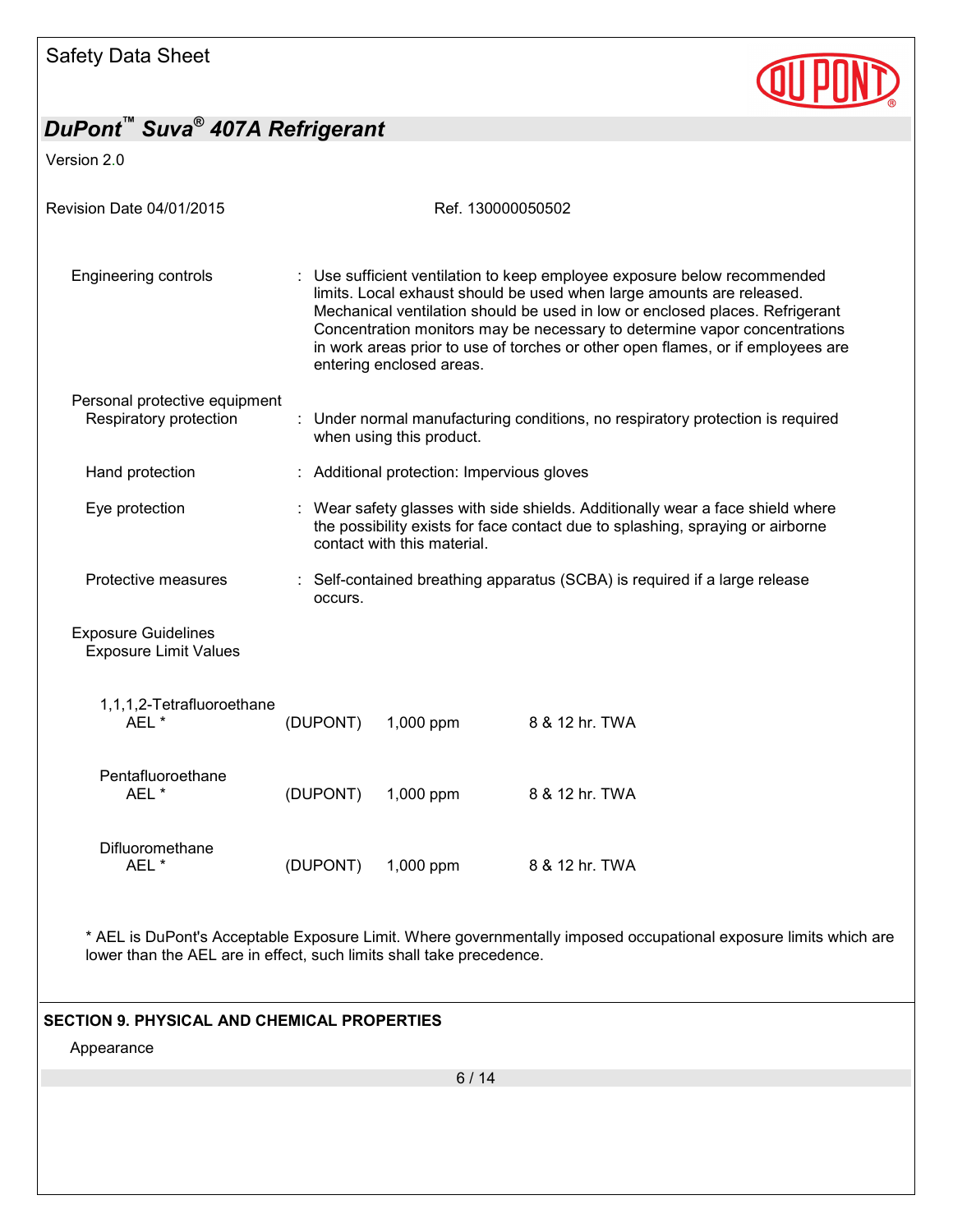| | |
|---|---|
| Engineering controls | : Use sufficient ventilation to keep employee exposure below recommended limits. Local exhaust should be used when large amounts are released. Mechanical ventilation should be used in low or enclosed places. Refrigerant Concentration monitors may be necessary to determine vapor concentrations in work areas prior to use of torches or other open flames, or if employees are entering enclosed areas. |

Personal protective equipment

| | |
|---|---|
| Respiratory protection | : Under normal manufacturing conditions, no respiratory protection is required when using this product. |
| Hand protection | : Additional protection: Impervious gloves |
| Eye protection | : Wear safety glasses with side shields. Additionally wear a face shield where the possibility exists for face contact due to splashing, spraying or airborne contact with this material. |
| Protective measures | : Self-contained breathing apparatus (SCBA) is required if a large release occurs. |

Exposure Guidelines

Exposure Limit Values

| Substance | Source | Value | Type |
|---|---|---|---|
| 1,1,1,2-Tetrafluoroethane AEL * | (DUPONT) | 1,000 ppm | 8 & 12 hr. TWA |
| Pentafluoroethane AEL * | (DUPONT) | 1,000 ppm | 8 & 12 hr. TWA |
| Difluoromethane AEL * | (DUPONT) | 1,000 ppm | 8 & 12 hr. TWA |

* AEL is DuPont's Acceptable Exposure Limit. Where governmentally imposed occupational exposure limits which are lower than the AEL are in effect, such limits shall take precedence.

## SECTION 9. PHYSICAL AND CHEMICAL PROPERTIES

Appearance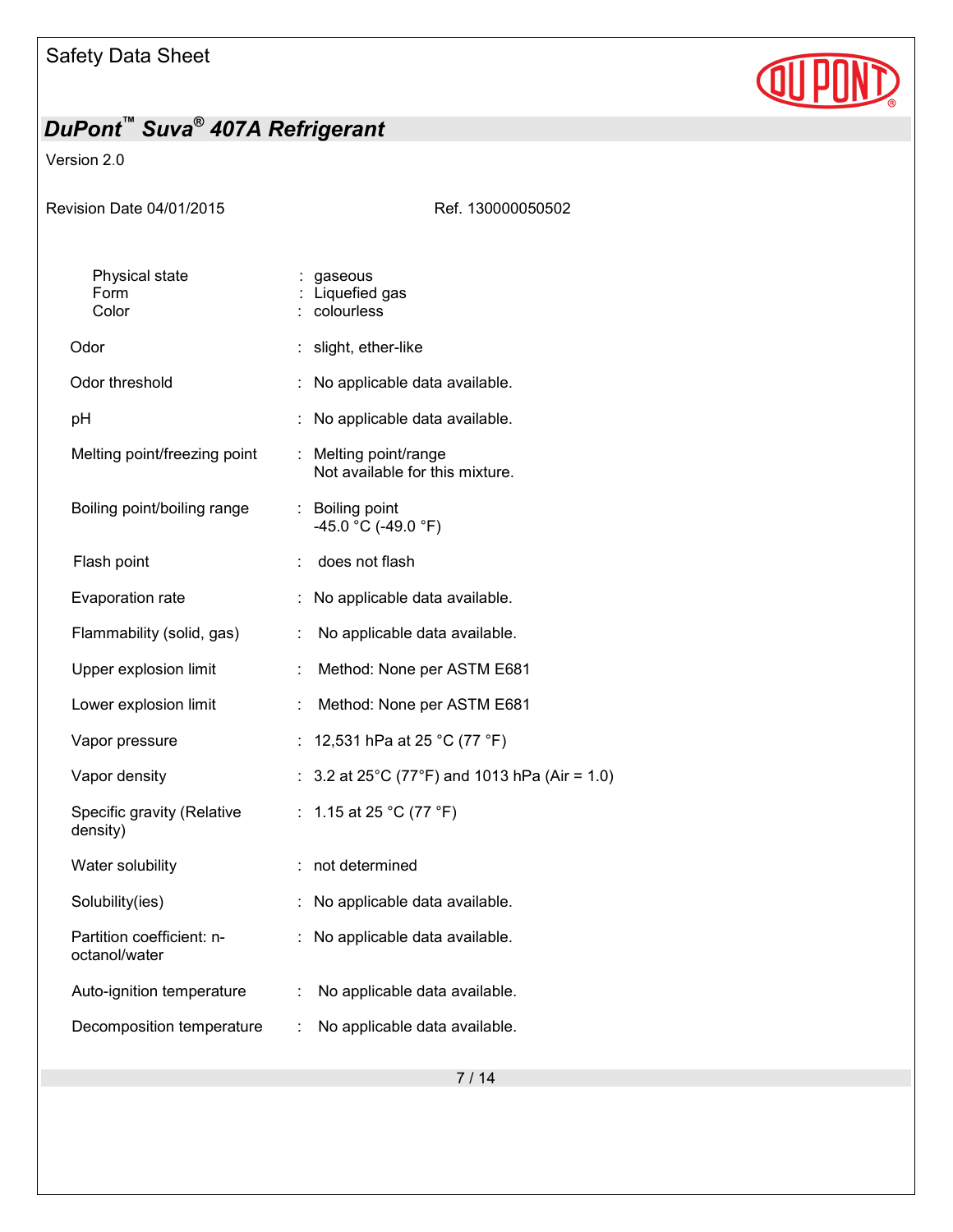| | | |
|---|---|---|
| Physical state | : | gaseous |
| Form | : | Liquefied gas |
| Color | : | colourless |
| Odor | : | slight, ether-like |
| Odor threshold | : | No applicable data available. |
| pH | : | No applicable data available. |
| Melting point/freezing point | : | Melting point/range<br>Not available for this mixture. |
| Boiling point/boiling range | : | Boiling point<br>-45.0 °C (-49.0 °F) |
| Flash point | : | does not flash |
| Evaporation rate | : | No applicable data available. |
| Flammability (solid, gas) | : | No applicable data available. |
| Upper explosion limit | : | Method: None per ASTM E681 |
| Lower explosion limit | : | Method: None per ASTM E681 |
| Vapor pressure | : | 12,531 hPa at 25 °C (77 °F) |
| Vapor density | : | 3.2 at 25°C (77°F) and 1013 hPa (Air = 1.0) |
| Specific gravity (Relative density) | : | 1.15 at 25 °C (77 °F) |
| Water solubility | : | not determined |
| Solubility(ies) | : | No applicable data available. |
| Partition coefficient: n-octanol/water | : | No applicable data available. |
| Auto-ignition temperature | : | No applicable data available. |
| Decomposition temperature | : | No applicable data available. |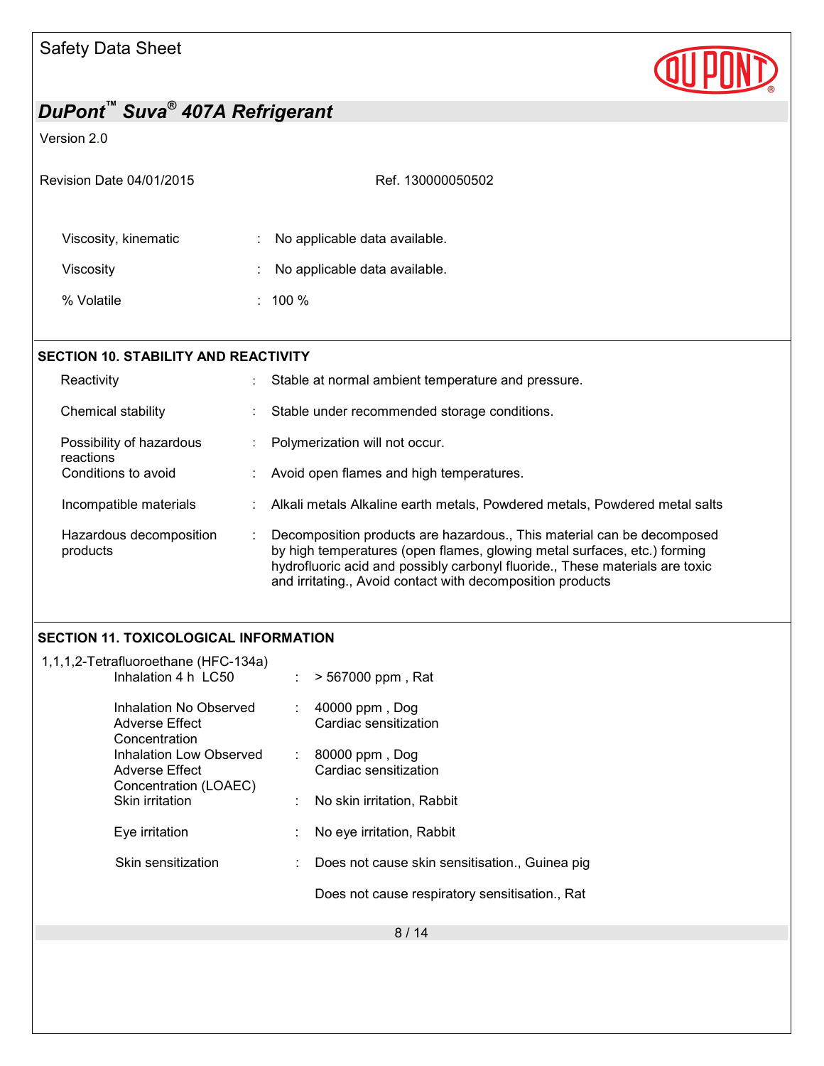| | | |
|---|---|---|
| Viscosity, kinematic | : | No applicable data available. |
| Viscosity | : | No applicable data available. |
| % Volatile | : | 100 % |

## SECTION 10. STABILITY AND REACTIVITY

| | | |
|---|---|---|
| Reactivity | : | Stable at normal ambient temperature and pressure. |
| Chemical stability | : | Stable under recommended storage conditions. |
| Possibility of hazardous reactions | : | Polymerization will not occur. |
| Conditions to avoid | : | Avoid open flames and high temperatures. |
| Incompatible materials | : | Alkali metals Alkaline earth metals, Powdered metals, Powdered metal salts |
| Hazardous decomposition products | : | Decomposition products are hazardous., This material can be decomposed by high temperatures (open flames, glowing metal surfaces, etc.) forming hydrofluoric acid and possibly carbonyl fluoride., These materials are toxic and irritating., Avoid contact with decomposition products |

## SECTION 11. TOXICOLOGICAL INFORMATION

1,1,1,2-Tetrafluoroethane (HFC-134a)

| | | |
|---|---|---|
| Inhalation 4 h LC50 | : | > 567000 ppm , Rat |
| Inhalation No Observed Adverse Effect Concentration | : | 40000 ppm , Dog<br>Cardiac sensitization |
| Inhalation Low Observed Adverse Effect Concentration (LOAEC) | : | 80000 ppm , Dog<br>Cardiac sensitization |
| Skin irritation | : | No skin irritation, Rabbit |
| Eye irritation | : | No eye irritation, Rabbit |
| Skin sensitization | : | Does not cause skin sensitisation., Guinea pig |
| | | Does not cause respiratory sensitisation., Rat |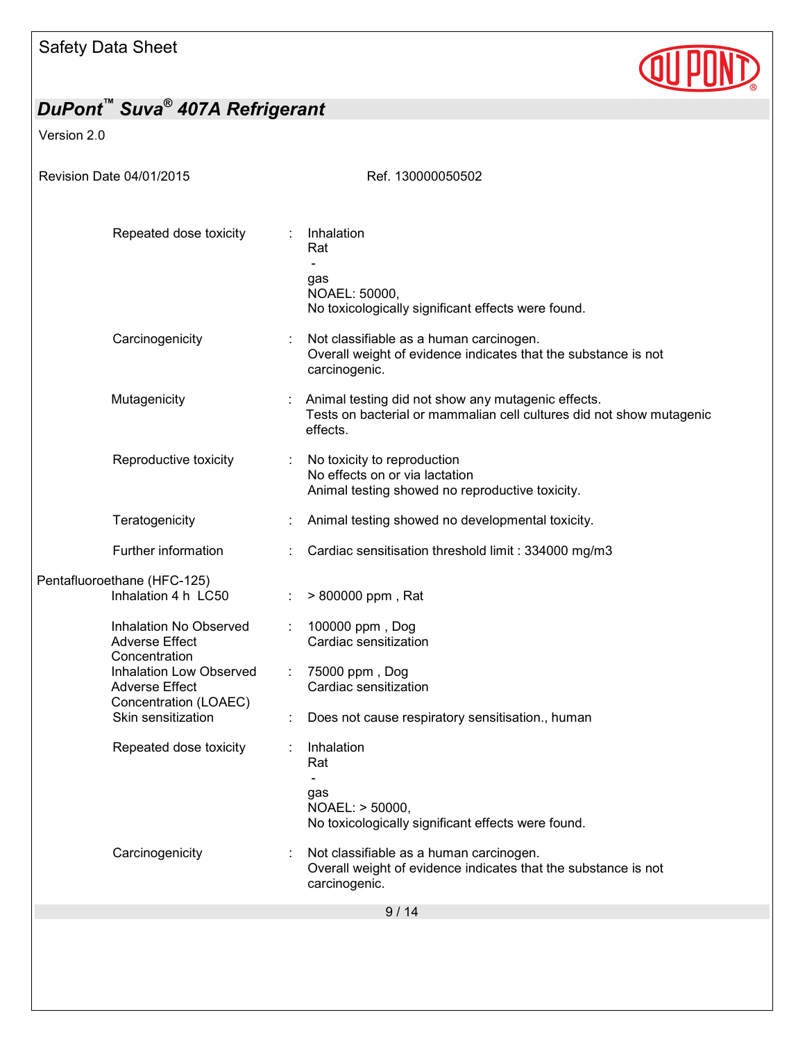| | | |
|---|---|---|
| Repeated dose toxicity | : | Inhalation<br>Rat<br>-<br>gas<br>NOAEL: 50000,<br>No toxicologically significant effects were found. |
| Carcinogenicity | : | Not classifiable as a human carcinogen.<br>Overall weight of evidence indicates that the substance is not carcinogenic. |
| Mutagenicity | : | Animal testing did not show any mutagenic effects.<br>Tests on bacterial or mammalian cell cultures did not show mutagenic effects. |
| Reproductive toxicity | : | No toxicity to reproduction<br>No effects on or via lactation<br>Animal testing showed no reproductive toxicity. |
| Teratogenicity | : | Animal testing showed no developmental toxicity. |
| Further information | : | Cardiac sensitisation threshold limit : 334000 mg/m3 |

Pentafluoroethane (HFC-125)

| | | |
|---|---|---|
| Inhalation 4 h LC50 | : | > 800000 ppm , Rat |
| Inhalation No Observed Adverse Effect Concentration | : | 100000 ppm , Dog<br>Cardiac sensitization |
| Inhalation Low Observed Adverse Effect Concentration (LOAEC) | : | 75000 ppm , Dog<br>Cardiac sensitization |
| Skin sensitization | : | Does not cause respiratory sensitisation., human |
| Repeated dose toxicity | : | Inhalation<br>Rat<br>-<br>gas<br>NOAEL: > 50000,<br>No toxicologically significant effects were found. |
| Carcinogenicity | : | Not classifiable as a human carcinogen.<br>Overall weight of evidence indicates that the substance is not carcinogenic. |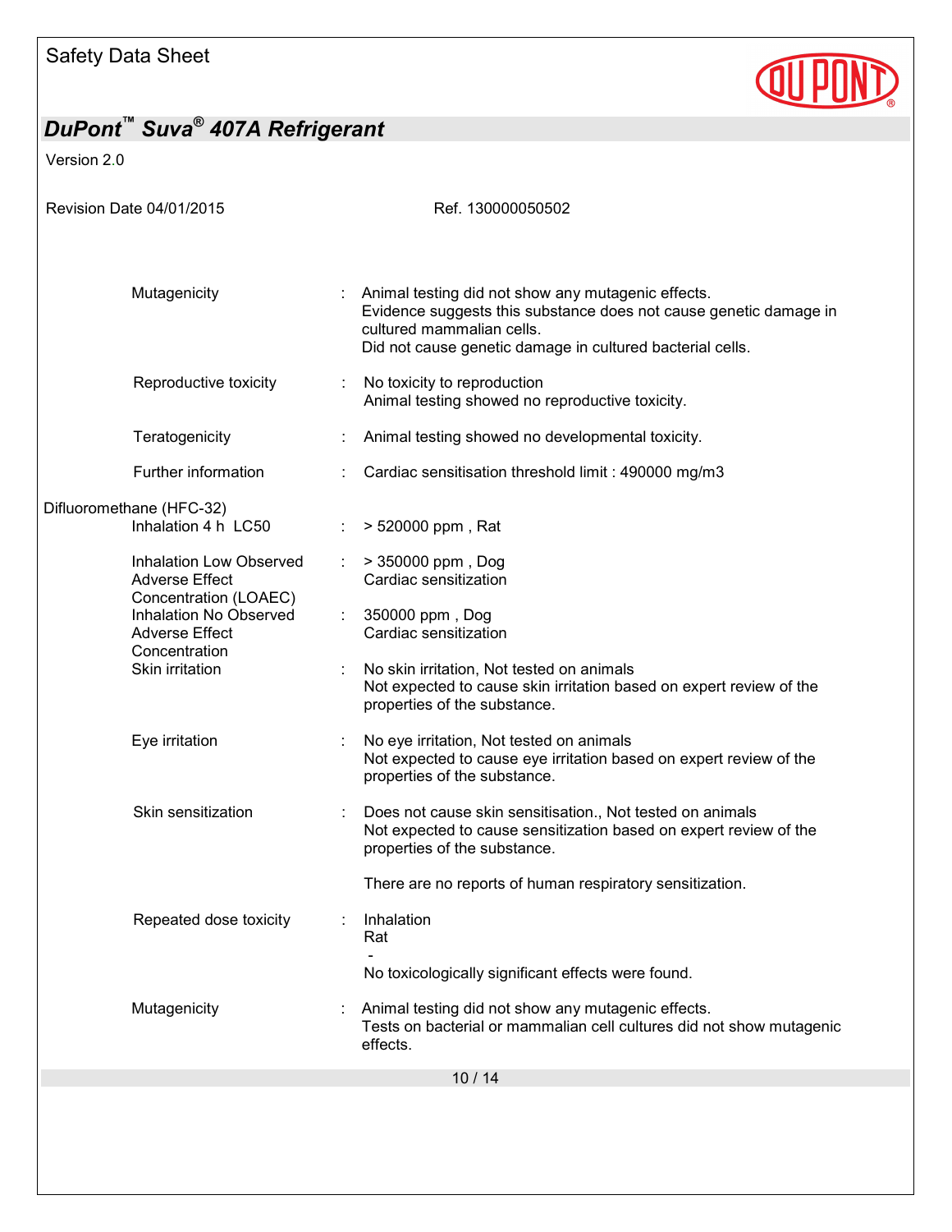| | | |
|---|---|---|
| Mutagenicity | : | Animal testing did not show any mutagenic effects.<br>Evidence suggests this substance does not cause genetic damage in cultured mammalian cells.<br>Did not cause genetic damage in cultured bacterial cells. |
| Reproductive toxicity | : | No toxicity to reproduction<br>Animal testing showed no reproductive toxicity. |
| Teratogenicity | : | Animal testing showed no developmental toxicity. |
| Further information | : | Cardiac sensitisation threshold limit : 490000 mg/m3 |

Difluoromethane (HFC-32)

| | | |
|---|---|---|
| Inhalation 4 h LC50 | : | > 520000 ppm , Rat |
| Inhalation Low Observed Adverse Effect Concentration (LOAEC) | : | > 350000 ppm , Dog<br>Cardiac sensitization |
| Inhalation No Observed Adverse Effect Concentration | : | 350000 ppm , Dog<br>Cardiac sensitization |
| Skin irritation | : | No skin irritation, Not tested on animals<br>Not expected to cause skin irritation based on expert review of the properties of the substance. |
| Eye irritation | : | No eye irritation, Not tested on animals<br>Not expected to cause eye irritation based on expert review of the properties of the substance. |
| Skin sensitization | : | Does not cause skin sensitisation., Not tested on animals<br>Not expected to cause sensitization based on expert review of the properties of the substance.<br><br>There are no reports of human respiratory sensitization. |
| Repeated dose toxicity | : | Inhalation<br>Rat<br>-<br>No toxicologically significant effects were found. |
| Mutagenicity | : | Animal testing did not show any mutagenic effects.<br>Tests on bacterial or mammalian cell cultures did not show mutagenic effects. |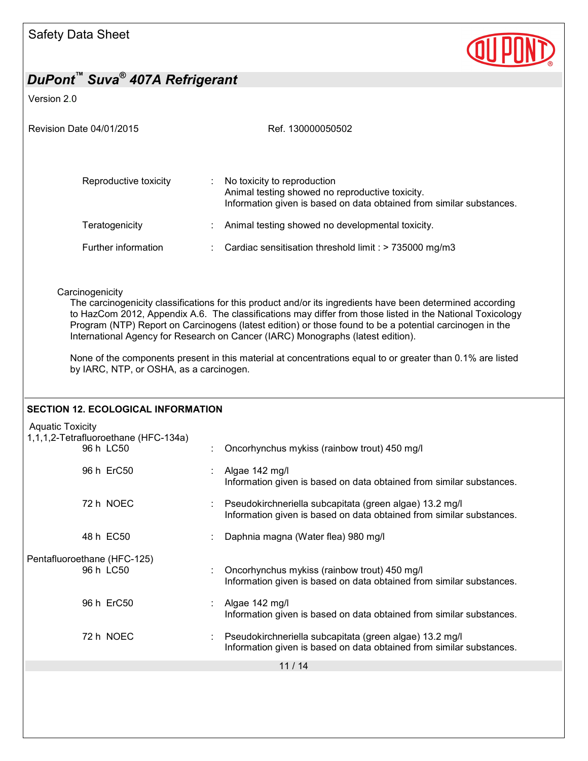Reproductive toxicity : No toxicity to reproduction
Animal testing showed no reproductive toxicity.
Information given is based on data obtained from similar substances.

Teratogenicity : Animal testing showed no developmental toxicity.

Further information : Cardiac sensitisation threshold limit : > 735000 mg/m3

Carcinogenicity

The carcinogenicity classifications for this product and/or its ingredients have been determined according to HazCom 2012, Appendix A.6. The classifications may differ from those listed in the National Toxicology Program (NTP) Report on Carcinogens (latest edition) or those found to be a potential carcinogen in the International Agency for Research on Cancer (IARC) Monographs (latest edition).

None of the components present in this material at concentrations equal to or greater than 0.1% are listed by IARC, NTP, or OSHA, as a carcinogen.

## SECTION 12. ECOLOGICAL INFORMATION

Aquatic Toxicity

1,1,1,2-Tetrafluoroethane (HFC-134a)

96 h LC50 : Oncorhynchus mykiss (rainbow trout) 450 mg/l

96 h ErC50 : Algae 142 mg/l
Information given is based on data obtained from similar substances.

72 h NOEC : Pseudokirchneriella subcapitata (green algae) 13.2 mg/l
Information given is based on data obtained from similar substances.

48 h EC50 : Daphnia magna (Water flea) 980 mg/l

Pentafluoroethane (HFC-125)

96 h LC50 : Oncorhynchus mykiss (rainbow trout) 450 mg/l
Information given is based on data obtained from similar substances.

96 h ErC50 : Algae 142 mg/l
Information given is based on data obtained from similar substances.

72 h NOEC : Pseudokirchneriella subcapitata (green algae) 13.2 mg/l
Information given is based on data obtained from similar substances.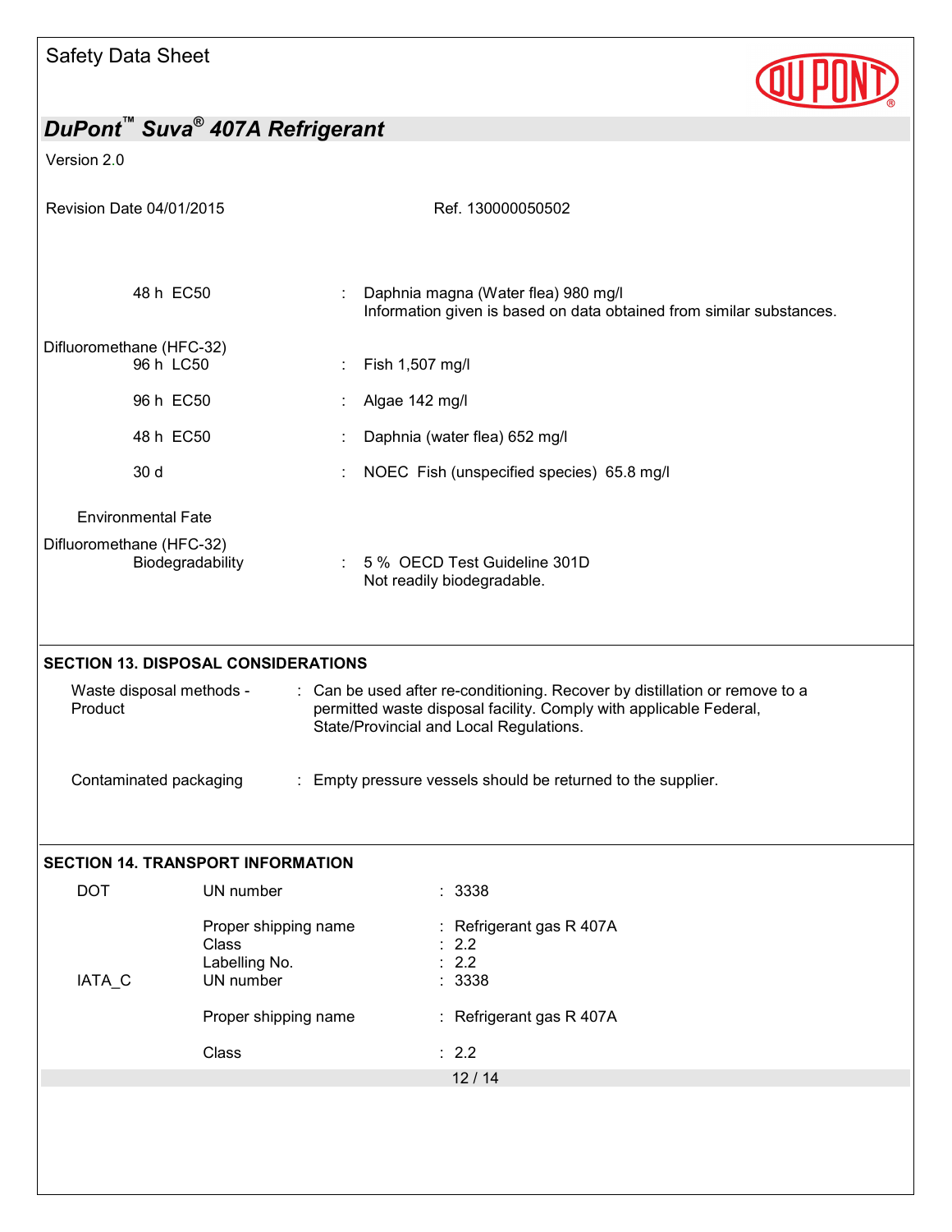| | | |
|---|---|---|
| 48 h EC50 | : | Daphnia magna (Water flea) 980 mg/l<br>Information given is based on data obtained from similar substances. |

Difluoromethane (HFC-32)

| | | |
|---|---|---|
| 96 h LC50 | : | Fish 1,507 mg/l |
| 96 h EC50 | : | Algae 142 mg/l |
| 48 h EC50 | : | Daphnia (water flea) 652 mg/l |
| 30 d | : | NOEC Fish (unspecified species) 65.8 mg/l |

Environmental Fate

Difluoromethane (HFC-32)

| | | |
|---|---|---|
| Biodegradability | : | 5 % OECD Test Guideline 301D<br>Not readily biodegradable. |

## SECTION 13. DISPOSAL CONSIDERATIONS

| | | |
|---|---|---|
| Waste disposal methods - Product | : | Can be used after re-conditioning. Recover by distillation or remove to a permitted waste disposal facility. Comply with applicable Federal, State/Provincial and Local Regulations. |
| Contaminated packaging | : | Empty pressure vessels should be returned to the supplier. |

## SECTION 14. TRANSPORT INFORMATION

| | | | |
|---|---|---|---|
| DOT | UN number | : | 3338 |
| | Proper shipping name | : | Refrigerant gas R 407A |
| | Class | : | 2.2 |
| | Labelling No. | : | 2.2 |
| IATA_C | UN number | : | 3338 |
| | Proper shipping name | : | Refrigerant gas R 407A |
| | Class | : | 2.2 |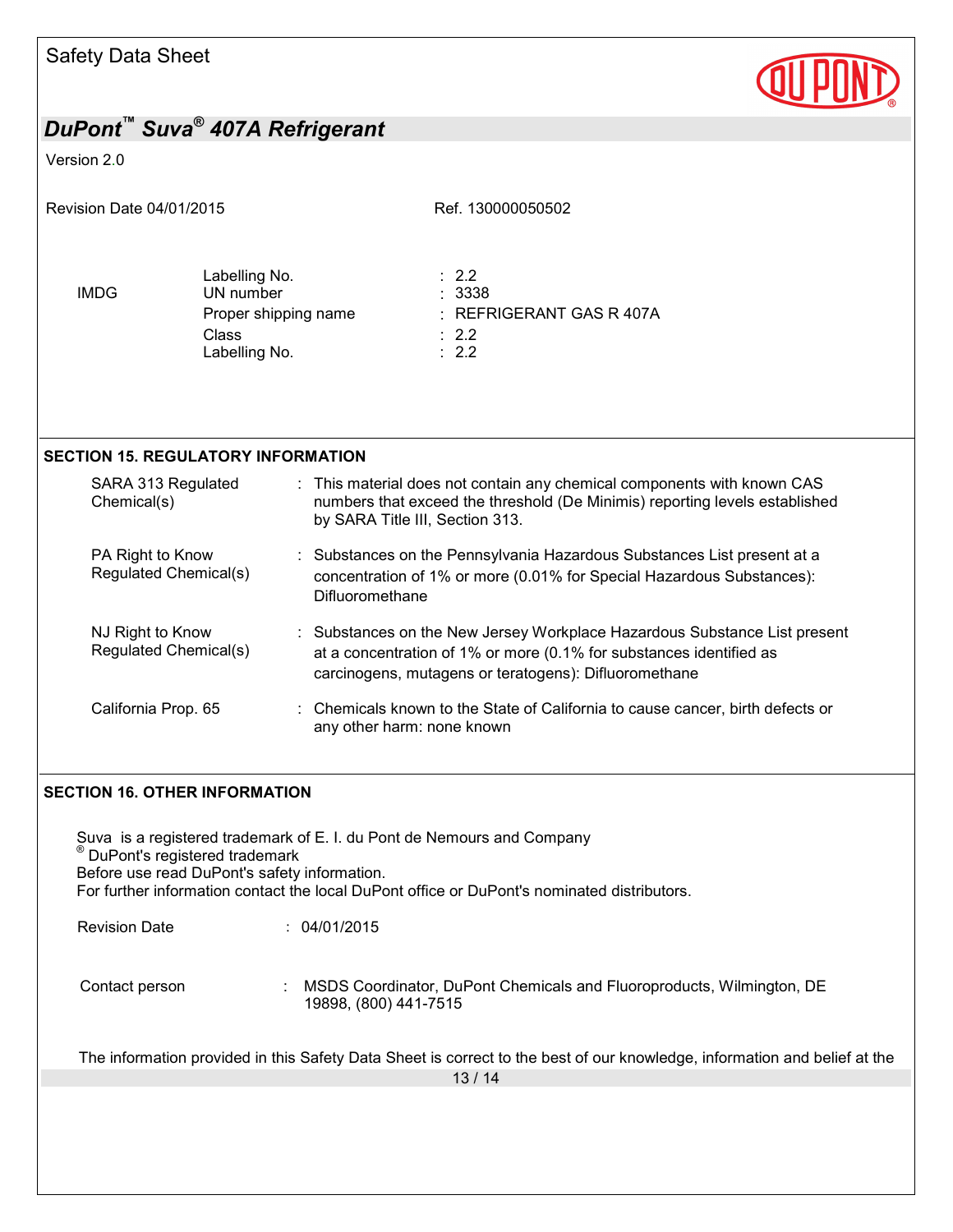| | | |
|---|---|---|
| IMDG | Labelling No. | : 2.2 |
| | UN number | : 3338 |
| | Proper shipping name | : REFRIGERANT GAS R 407A |
| | Class | : 2.2 |
| | Labelling No. | : 2.2 |

## SECTION 15. REGULATORY INFORMATION

| | |
|---|---|
| SARA 313 Regulated Chemical(s) | : This material does not contain any chemical components with known CAS numbers that exceed the threshold (De Minimis) reporting levels established by SARA Title III, Section 313. |
| PA Right to Know Regulated Chemical(s) | : Substances on the Pennsylvania Hazardous Substances List present at a concentration of 1% or more (0.01% for Special Hazardous Substances): Difluoromethane |
| NJ Right to Know Regulated Chemical(s) | : Substances on the New Jersey Workplace Hazardous Substance List present at a concentration of 1% or more (0.1% for substances identified as carcinogens, mutagens or teratogens): Difluoromethane |
| California Prop. 65 | : Chemicals known to the State of California to cause cancer, birth defects or any other harm: none known |

## SECTION 16. OTHER INFORMATION

Suva is a registered trademark of E. I. du Pont de Nemours and Company
® DuPont's registered trademark
Before use read DuPont's safety information.
For further information contact the local DuPont office or DuPont's nominated distributors.

Revision Date : 04/01/2015

Contact person : MSDS Coordinator, DuPont Chemicals and Fluoroproducts, Wilmington, DE 19898, (800) 441-7515

The information provided in this Safety Data Sheet is correct to the best of our knowledge, information and belief at the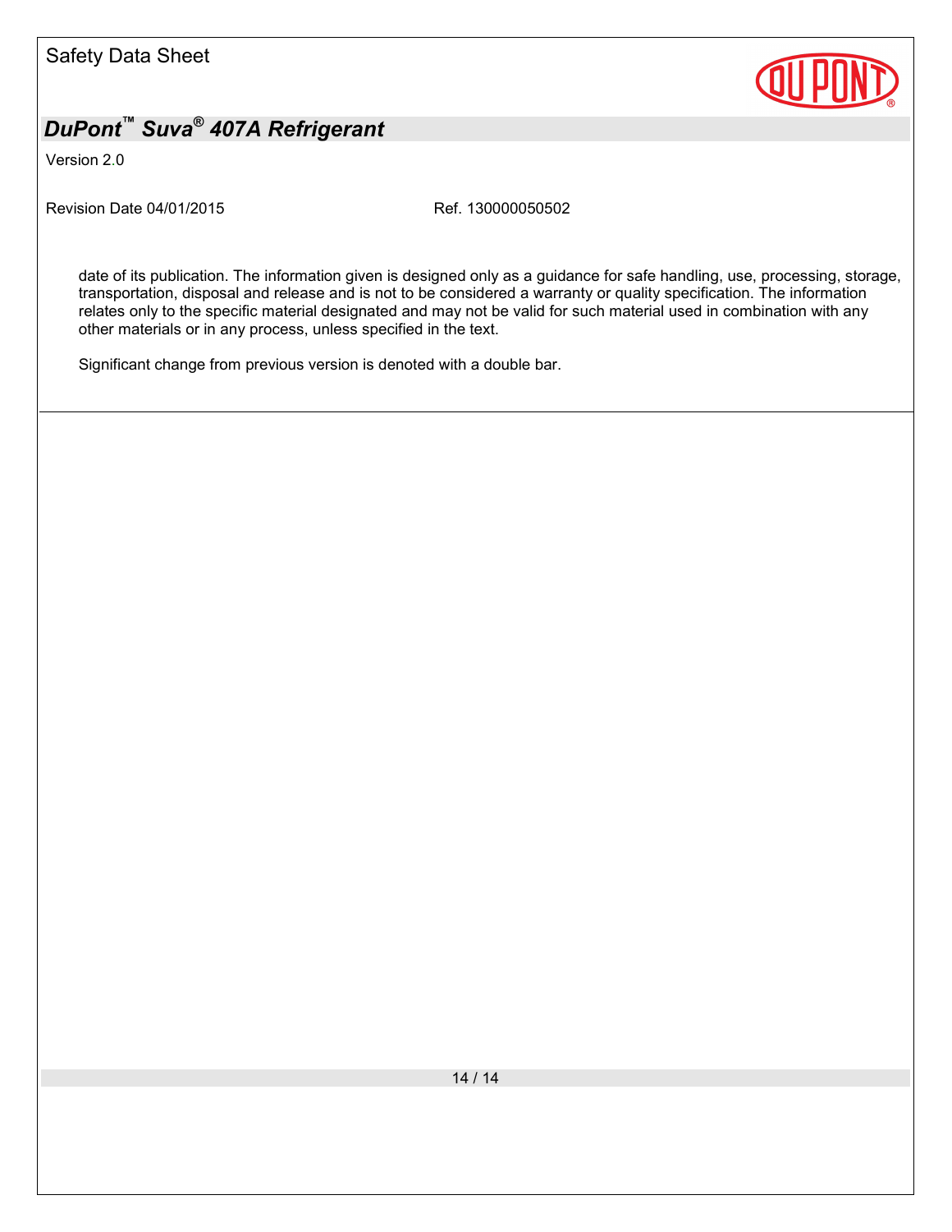date of its publication. The information given is designed only as a guidance for safe handling, use, processing, storage, transportation, disposal and release and is not to be considered a warranty or quality specification. The information relates only to the specific material designated and may not be valid for such material used in combination with any other materials or in any process, unless specified in the text.

Significant change from previous version is denoted with a double bar.